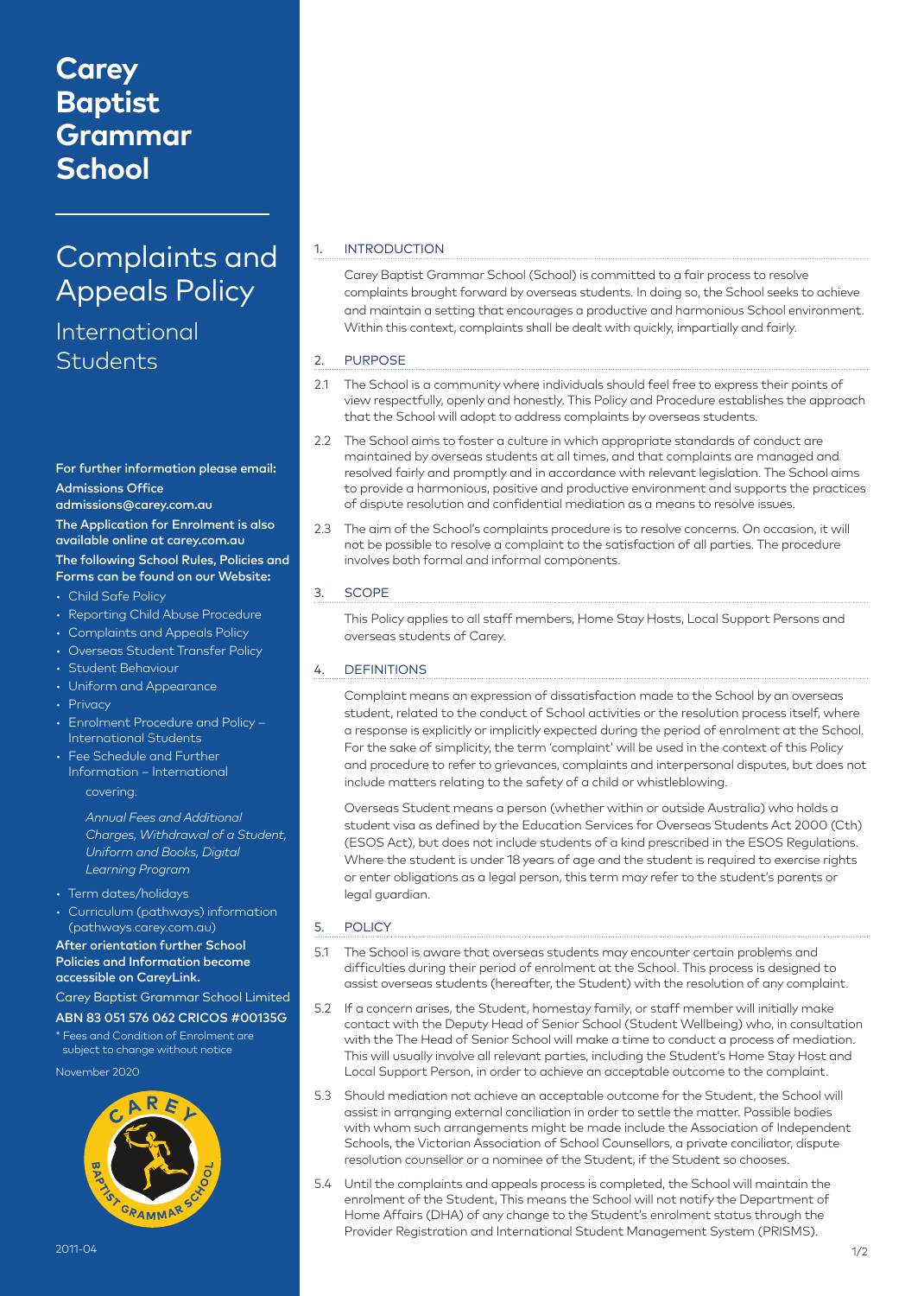# Carey Baptist Grammar School

# Complaints and Appeals Policy

## International Students

**For further information please email:**

**Admissions Office**
**admissions@carey.com.au**

**The Application for Enrolment is also available online at carey.com.au**

**The following School Rules, Policies and Forms can be found on our Website:**

- Child Safe Policy
- Reporting Child Abuse Procedure
- Complaints and Appeals Policy
- Overseas Student Transfer Policy
- Student Behaviour
- Uniform and Appearance
- Privacy
- Enrolment Procedure and Policy – International Students
- Fee Schedule and Further Information – International covering:

  *Annual Fees and Additional Charges, Withdrawal of a Student, Uniform and Books, Digital Learning Program*

- Term dates/holidays
- Curriculum (pathways) information (pathways.carey.com.au)

**After orientation further School Policies and Information become accessible on CareyLink.**

Carey Baptist Grammar School Limited

**ABN 83 051 576 062 CRICOS #00135G**

\* Fees and Condition of Enrolment are subject to change without notice

November 2020

2011-04

## 1. INTRODUCTION

Carey Baptist Grammar School (School) is committed to a fair process to resolve complaints brought forward by overseas students. In doing so, the School seeks to achieve and maintain a setting that encourages a productive and harmonious School environment. Within this context, complaints shall be dealt with quickly, impartially and fairly.

## 2. PURPOSE

2.1 The School is a community where individuals should feel free to express their points of view respectfully, openly and honestly. This Policy and Procedure establishes the approach that the School will adopt to address complaints by overseas students.

2.2 The School aims to foster a culture in which appropriate standards of conduct are maintained by overseas students at all times, and that complaints are managed and resolved fairly and promptly and in accordance with relevant legislation. The School aims to provide a harmonious, positive and productive environment and supports the practices of dispute resolution and confidential mediation as a means to resolve issues.

2.3 The aim of the School's complaints procedure is to resolve concerns. On occasion, it will not be possible to resolve a complaint to the satisfaction of all parties. The procedure involves both formal and informal components.

## 3. SCOPE

This Policy applies to all staff members, Home Stay Hosts, Local Support Persons and overseas students of Carey.

## 4. DEFINITIONS

Complaint means an expression of dissatisfaction made to the School by an overseas student, related to the conduct of School activities or the resolution process itself, where a response is explicitly or implicitly expected during the period of enrolment at the School. For the sake of simplicity, the term 'complaint' will be used in the context of this Policy and procedure to refer to grievances, complaints and interpersonal disputes, but does not include matters relating to the safety of a child or whistleblowing.

Overseas Student means a person (whether within or outside Australia) who holds a student visa as defined by the Education Services for Overseas Students Act 2000 (Cth) (ESOS Act), but does not include students of a kind prescribed in the ESOS Regulations. Where the student is under 18 years of age and the student is required to exercise rights or enter obligations as a legal person, this term may refer to the student's parents or legal guardian.

## 5. POLICY

5.1 The School is aware that overseas students may encounter certain problems and difficulties during their period of enrolment at the School. This process is designed to assist overseas students (hereafter, the Student) with the resolution of any complaint.

5.2 If a concern arises, the Student, homestay family, or staff member will initially make contact with the Deputy Head of Senior School (Student Wellbeing) who, in consultation with the The Head of Senior School will make a time to conduct a process of mediation. This will usually involve all relevant parties, including the Student's Home Stay Host and Local Support Person, in order to achieve an acceptable outcome to the complaint.

5.3 Should mediation not achieve an acceptable outcome for the Student, the School will assist in arranging external conciliation in order to settle the matter. Possible bodies with whom such arrangements might be made include the Association of Independent Schools, the Victorian Association of School Counsellors, a private conciliator, dispute resolution counsellor or a nominee of the Student, if the Student so chooses.

5.4 Until the complaints and appeals process is completed, the School will maintain the enrolment of the Student, This means the School will not notify the Department of Home Affairs (DHA) of any change to the Student's enrolment status through the Provider Registration and International Student Management System (PRISMS).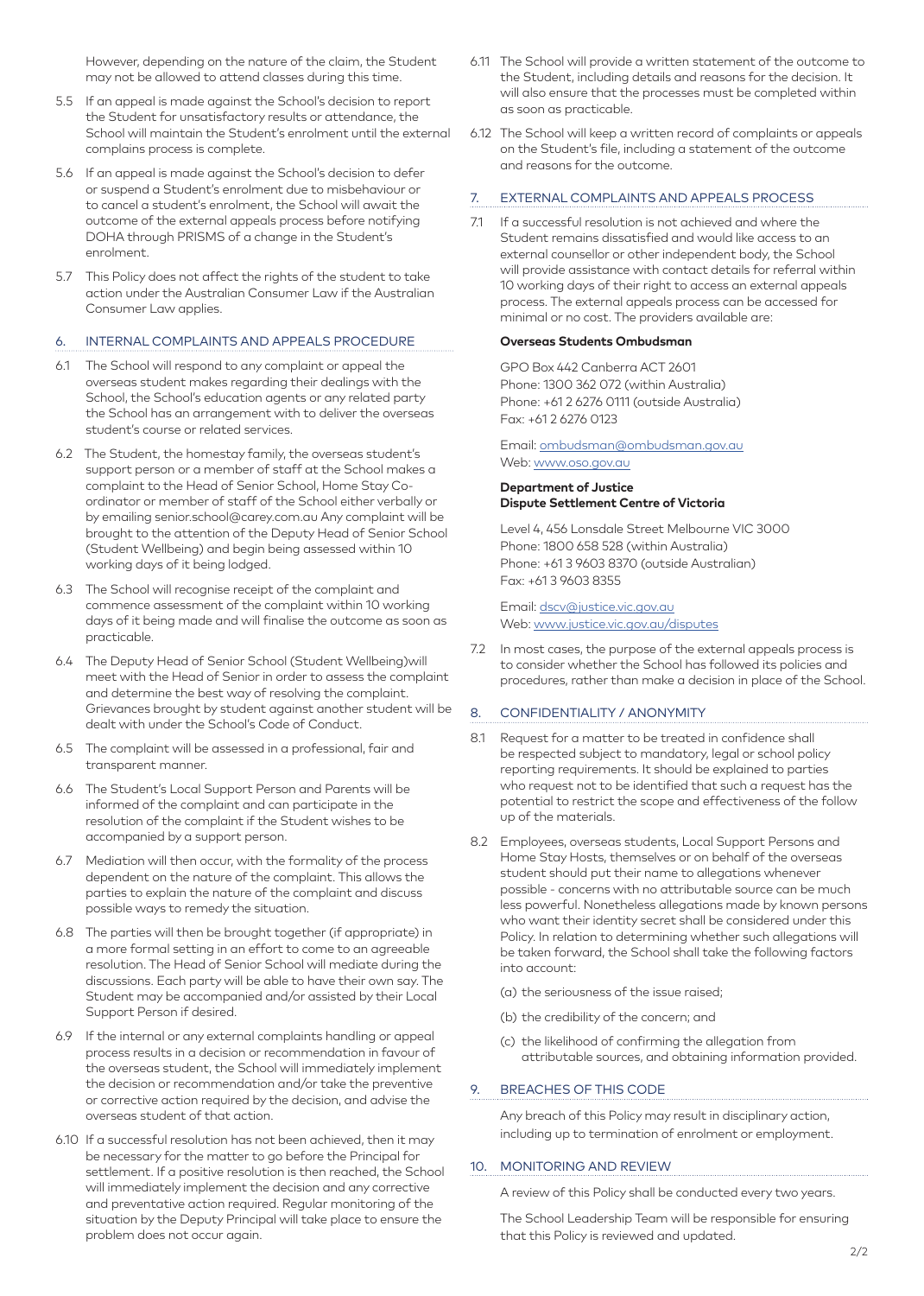However, depending on the nature of the claim, the Student may not be allowed to attend classes during this time.

5.5 If an appeal is made against the School's decision to report the Student for unsatisfactory results or attendance, the School will maintain the Student's enrolment until the external complains process is complete.

5.6 If an appeal is made against the School's decision to defer or suspend a Student's enrolment due to misbehaviour or to cancel a student's enrolment, the School will await the outcome of the external appeals process before notifying DOHA through PRISMS of a change in the Student's enrolment.

5.7 This Policy does not affect the rights of the student to take action under the Australian Consumer Law if the Australian Consumer Law applies.

## 6. INTERNAL COMPLAINTS AND APPEALS PROCEDURE

6.1 The School will respond to any complaint or appeal the overseas student makes regarding their dealings with the School, the School's education agents or any related party the School has an arrangement with to deliver the overseas student's course or related services.

6.2 The Student, the homestay family, the overseas student's support person or a member of staff at the School makes a complaint to the Head of Senior School, Home Stay Co-ordinator or member of staff of the School either verbally or by emailing senior.school@carey.com.au Any complaint will be brought to the attention of the Deputy Head of Senior School (Student Wellbeing) and begin being assessed within 10 working days of it being lodged.

6.3 The School will recognise receipt of the complaint and commence assessment of the complaint within 10 working days of it being made and will finalise the outcome as soon as practicable.

6.4 The Deputy Head of Senior School (Student Wellbeing)will meet with the Head of Senior in order to assess the complaint and determine the best way of resolving the complaint. Grievances brought by student against another student will be dealt with under the School's Code of Conduct.

6.5 The complaint will be assessed in a professional, fair and transparent manner.

6.6 The Student's Local Support Person and Parents will be informed of the complaint and can participate in the resolution of the complaint if the Student wishes to be accompanied by a support person.

6.7 Mediation will then occur, with the formality of the process dependent on the nature of the complaint. This allows the parties to explain the nature of the complaint and discuss possible ways to remedy the situation.

6.8 The parties will then be brought together (if appropriate) in a more formal setting in an effort to come to an agreeable resolution. The Head of Senior School will mediate during the discussions. Each party will be able to have their own say. The Student may be accompanied and/or assisted by their Local Support Person if desired.

6.9 If the internal or any external complaints handling or appeal process results in a decision or recommendation in favour of the overseas student, the School will immediately implement the decision or recommendation and/or take the preventive or corrective action required by the decision, and advise the overseas student of that action.

6.10 If a successful resolution has not been achieved, then it may be necessary for the matter to go before the Principal for settlement. If a positive resolution is then reached, the School will immediately implement the decision and any corrective and preventative action required. Regular monitoring of the situation by the Deputy Principal will take place to ensure the problem does not occur again.

6.11 The School will provide a written statement of the outcome to the Student, including details and reasons for the decision. It will also ensure that the processes must be completed within as soon as practicable.

6.12 The School will keep a written record of complaints or appeals on the Student's file, including a statement of the outcome and reasons for the outcome.

## 7. EXTERNAL COMPLAINTS AND APPEALS PROCESS

7.1 If a successful resolution is not achieved and where the Student remains dissatisfied and would like access to an external counsellor or other independent body, the School will provide assistance with contact details for referral within 10 working days of their right to access an external appeals process. The external appeals process can be accessed for minimal or no cost. The providers available are:

**Overseas Students Ombudsman**

GPO Box 442 Canberra ACT 2601
Phone: 1300 362 072 (within Australia)
Phone: +61 2 6276 0111 (outside Australia)
Fax: +61 2 6276 0123

Email: ombudsman@ombudsman.gov.au
Web: www.oso.gov.au

**Department of Justice**
**Dispute Settlement Centre of Victoria**

Level 4, 456 Lonsdale Street Melbourne VIC 3000
Phone: 1800 658 528 (within Australia)
Phone: +61 3 9603 8370 (outside Australian)
Fax: +61 3 9603 8355

Email: dscv@justice.vic.gov.au
Web: www.justice.vic.gov.au/disputes

7.2 In most cases, the purpose of the external appeals process is to consider whether the School has followed its policies and procedures, rather than make a decision in place of the School.

## 8. CONFIDENTIALITY / ANONYMITY

8.1 Request for a matter to be treated in confidence shall be respected subject to mandatory, legal or school policy reporting requirements. It should be explained to parties who request not to be identified that such a request has the potential to restrict the scope and effectiveness of the follow up of the materials.

8.2 Employees, overseas students, Local Support Persons and Home Stay Hosts, themselves or on behalf of the overseas student should put their name to allegations whenever possible - concerns with no attributable source can be much less powerful. Nonetheless allegations made by known persons who want their identity secret shall be considered under this Policy. In relation to determining whether such allegations will be taken forward, the School shall take the following factors into account:

(a) the seriousness of the issue raised;

(b) the credibility of the concern; and

(c) the likelihood of confirming the allegation from attributable sources, and obtaining information provided.

## 9. BREACHES OF THIS CODE

Any breach of this Policy may result in disciplinary action, including up to termination of enrolment or employment.

## 10. MONITORING AND REVIEW

A review of this Policy shall be conducted every two years.

The School Leadership Team will be responsible for ensuring that this Policy is reviewed and updated.